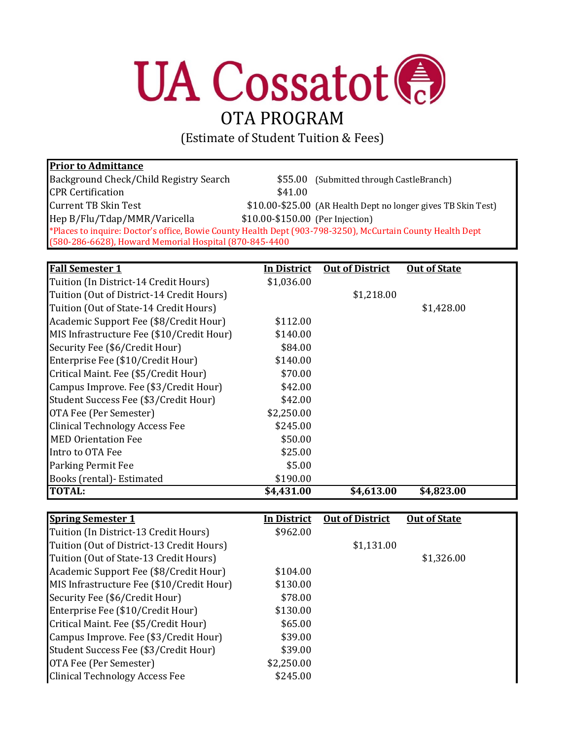# UA Cossatot

## OTA PROGRAM

(Estimate of Student Tuition & Fees)

| **Prior to Admittance** | | |
|---|---|---|
| Background Check/Child Registry Search | $55.00 | (Submitted through CastleBranch) |
| CPR Certification | $41.00 | |
| Current TB Skin Test | $10.00-$25.00 | (AR Health Dept no longer gives TB Skin Test) |
| Hep B/Flu/Tdap/MMR/Varicella | $10.00-$150.00 | (Per Injection) |

*Places to inquire: Doctor's office, Bowie County Health Dept (903-798-3250), McCurtain County Health Dept (580-286-6628), Howard Memorial Hospital (870-845-4400

| **Fall Semester 1** | **In District** | **Out of District** | **Out of State** |
|---|---|---|---|
| Tuition (In District-14 Credit Hours) | $1,036.00 | | |
| Tuition (Out of District-14 Credit Hours) | | $1,218.00 | |
| Tuition (Out of State-14 Credit Hours) | | | $1,428.00 |
| Academic Support Fee ($8/Credit Hour) | $112.00 | | |
| MIS Infrastructure Fee ($10/Credit Hour) | $140.00 | | |
| Security Fee ($6/Credit Hour) | $84.00 | | |
| Enterprise Fee ($10/Credit Hour) | $140.00 | | |
| Critical Maint. Fee ($5/Credit Hour) | $70.00 | | |
| Campus Improve. Fee ($3/Credit Hour) | $42.00 | | |
| Student Success Fee ($3/Credit Hour) | $42.00 | | |
| OTA Fee (Per Semester) | $2,250.00 | | |
| Clinical Technology Access Fee | $245.00 | | |
| MED Orientation Fee | $50.00 | | |
| Intro to OTA Fee | $25.00 | | |
| Parking Permit Fee | $5.00 | | |
| Books (rental)- Estimated | $190.00 | | |
| **TOTAL:** | **$4,431.00** | **$4,613.00** | **$4,823.00** |

| **Spring Semester 1** | **In District** | **Out of District** | **Out of State** |
|---|---|---|---|
| Tuition (In District-13 Credit Hours) | $962.00 | | |
| Tuition (Out of District-13 Credit Hours) | | $1,131.00 | |
| Tuition (Out of State-13 Credit Hours) | | | $1,326.00 |
| Academic Support Fee ($8/Credit Hour) | $104.00 | | |
| MIS Infrastructure Fee ($10/Credit Hour) | $130.00 | | |
| Security Fee ($6/Credit Hour) | $78.00 | | |
| Enterprise Fee ($10/Credit Hour) | $130.00 | | |
| Critical Maint. Fee ($5/Credit Hour) | $65.00 | | |
| Campus Improve. Fee ($3/Credit Hour) | $39.00 | | |
| Student Success Fee ($3/Credit Hour) | $39.00 | | |
| OTA Fee (Per Semester) | $2,250.00 | | |
| Clinical Technology Access Fee | $245.00 | | |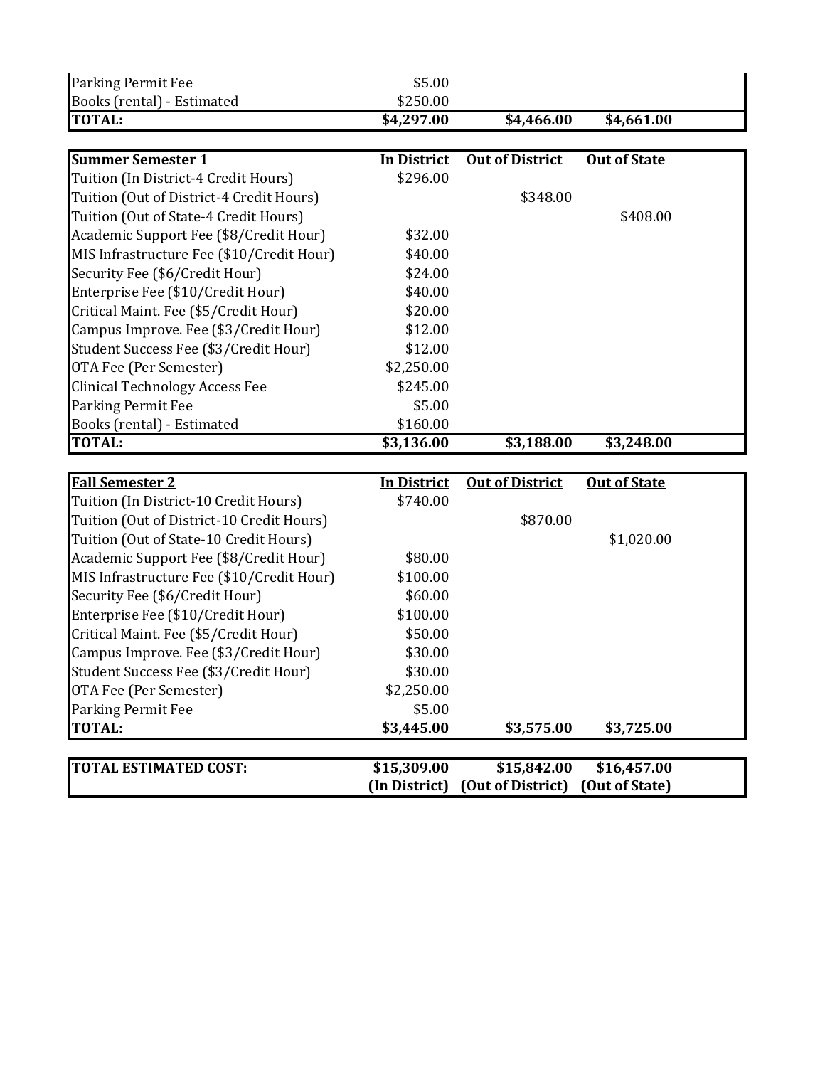| | | | |
|---|---|---|---|
| Parking Permit Fee | $5.00 | | |
| Books (rental) - Estimated | $250.00 | | |
| **TOTAL:** | **$4,297.00** | **$4,466.00** | **$4,661.00** |

| **Summer Semester 1** | **In District** | **Out of District** | **Out of State** |
|---|---|---|---|
| Tuition (In District-4 Credit Hours) | $296.00 | | |
| Tuition (Out of District-4 Credit Hours) | | $348.00 | |
| Tuition (Out of State-4 Credit Hours) | | | $408.00 |
| Academic Support Fee ($8/Credit Hour) | $32.00 | | |
| MIS Infrastructure Fee ($10/Credit Hour) | $40.00 | | |
| Security Fee ($6/Credit Hour) | $24.00 | | |
| Enterprise Fee ($10/Credit Hour) | $40.00 | | |
| Critical Maint. Fee ($5/Credit Hour) | $20.00 | | |
| Campus Improve. Fee ($3/Credit Hour) | $12.00 | | |
| Student Success Fee ($3/Credit Hour) | $12.00 | | |
| OTA Fee (Per Semester) | $2,250.00 | | |
| Clinical Technology Access Fee | $245.00 | | |
| Parking Permit Fee | $5.00 | | |
| Books (rental) - Estimated | $160.00 | | |
| **TOTAL:** | **$3,136.00** | **$3,188.00** | **$3,248.00** |

| **Fall Semester 2** | **In District** | **Out of District** | **Out of State** |
|---|---|---|---|
| Tuition (In District-10 Credit Hours) | $740.00 | | |
| Tuition (Out of District-10 Credit Hours) | | $870.00 | |
| Tuition (Out of State-10 Credit Hours) | | | $1,020.00 |
| Academic Support Fee ($8/Credit Hour) | $80.00 | | |
| MIS Infrastructure Fee ($10/Credit Hour) | $100.00 | | |
| Security Fee ($6/Credit Hour) | $60.00 | | |
| Enterprise Fee ($10/Credit Hour) | $100.00 | | |
| Critical Maint. Fee ($5/Credit Hour) | $50.00 | | |
| Campus Improve. Fee ($3/Credit Hour) | $30.00 | | |
| Student Success Fee ($3/Credit Hour) | $30.00 | | |
| OTA Fee (Per Semester) | $2,250.00 | | |
| Parking Permit Fee | $5.00 | | |
| **TOTAL:** | **$3,445.00** | **$3,575.00** | **$3,725.00** |

| **TOTAL ESTIMATED COST:** | **$15,309.00** | **$15,842.00** | **$16,457.00** |
|---|---|---|---|
| | **(In District)** | **(Out of District)** | **(Out of State)** |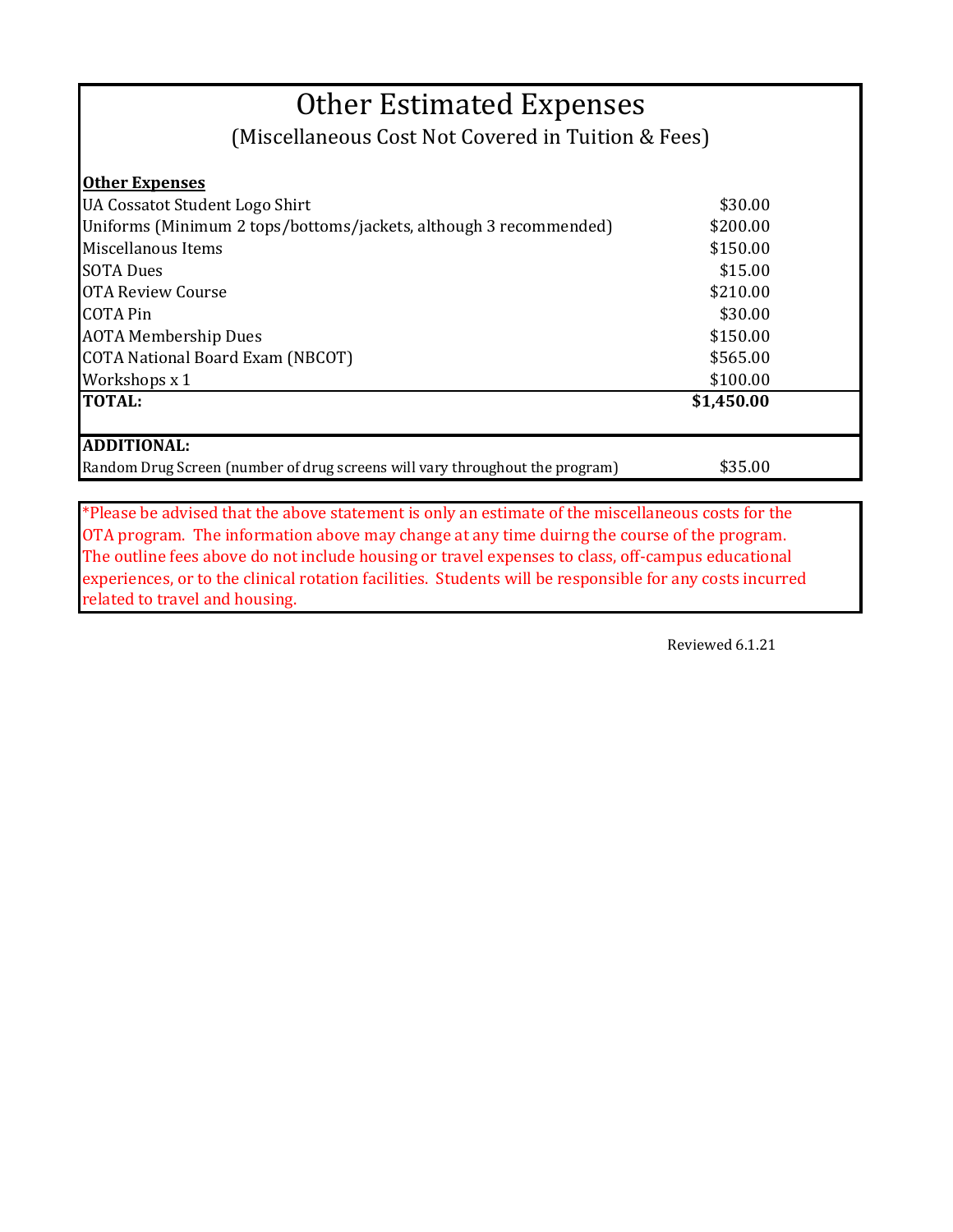# Other Estimated Expenses

(Miscellaneous Cost Not Covered in Tuition & Fees)

| | |
|---|---|
| **Other Expenses** | |
| UA Cossatot Student Logo Shirt | $30.00 |
| Uniforms (Minimum 2 tops/bottoms/jackets, although 3 recommended) | $200.00 |
| Miscellanous Items | $150.00 |
| SOTA Dues | $15.00 |
| OTA Review Course | $210.00 |
| COTA Pin | $30.00 |
| AOTA Membership Dues | $150.00 |
| COTA National Board Exam (NBCOT) | $565.00 |
| Workshops x 1 | $100.00 |
| **TOTAL:** | **$1,450.00** |

| | |
|---|---|
| **ADDITIONAL:** | |
| Random Drug Screen (number of drug screens will vary throughout the program) | $35.00 |

*Please be advised that the above statement is only an estimate of the miscellaneous costs for the OTA program. The information above may change at any time duirng the course of the program. The outline fees above do not include housing or travel expenses to class, off-campus educational experiences, or to the clinical rotation facilities. Students will be responsible for any costs incurred related to travel and housing.

Reviewed 6.1.21